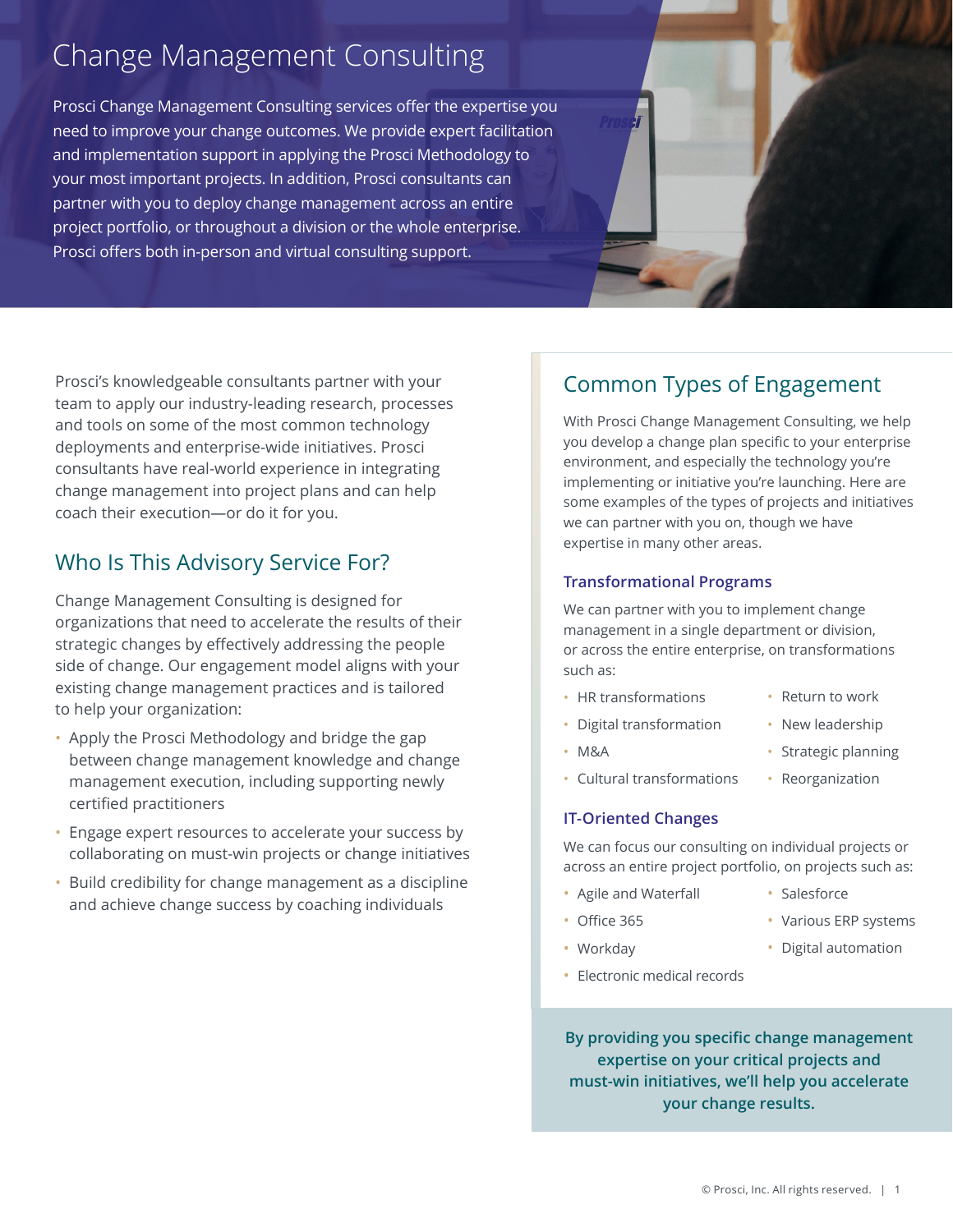# Change Management Consulting

Prosci Change Management Consulting services offer the expertise you need to improve your change outcomes. We provide expert facilitation and implementation support in applying the Prosci Methodology to your most important projects. In addition, Prosci consultants can partner with you to deploy change management across an entire project portfolio, or throughout a division or the whole enterprise. Prosci offers both in-person and virtual consulting support.

Prosci's knowledgeable consultants partner with your team to apply our industry-leading research, processes and tools on some of the most common technology deployments and enterprise-wide initiatives. Prosci consultants have real-world experience in integrating change management into project plans and can help coach their execution—or do it for you.

## Who Is This Advisory Service For?

Change Management Consulting is designed for organizations that need to accelerate the results of their strategic changes by effectively addressing the people side of change. Our engagement model aligns with your existing change management practices and is tailored to help your organization:

- Apply the Prosci Methodology and bridge the gap between change management knowledge and change management execution, including supporting newly certified practitioners
- Engage expert resources to accelerate your success by collaborating on must-win projects or change initiatives
- Build credibility for change management as a discipline and achieve change success by coaching individuals

## Common Types of Engagement

With Prosci Change Management Consulting, we help you develop a change plan specific to your enterprise environment, and especially the technology you're implementing or initiative you're launching. Here are some examples of the types of projects and initiatives we can partner with you on, though we have expertise in many other areas.

### Transformational Programs

We can partner with you to implement change management in a single department or division, or across the entire enterprise, on transformations such as:

- HR transformations
- Digital transformation
- M&A
- Cultural transformations
- Return to work
- New leadership
- Strategic planning
- Reorganization

### IT-Oriented Changes

We can focus our consulting on individual projects or across an entire project portfolio, on projects such as:

- Agile and Waterfall
- Office 365
- Workday
- Electronic medical records
- Salesforce
- Various ERP systems
- Digital automation

**By providing you specific change management expertise on your critical projects and must-win initiatives, we'll help you accelerate your change results.**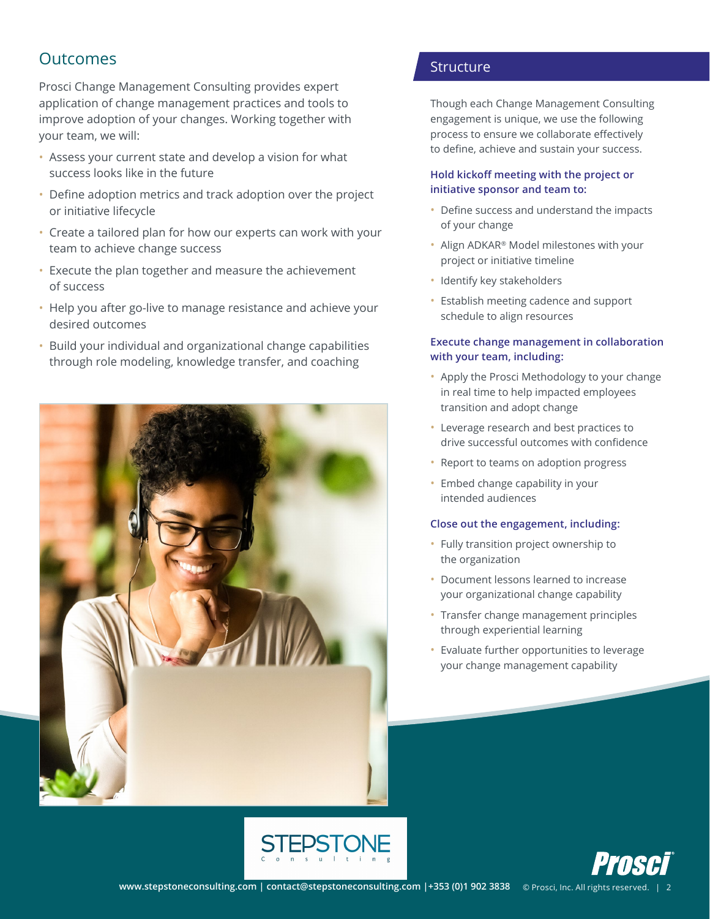## Outcomes

Prosci Change Management Consulting provides expert application of change management practices and tools to improve adoption of your changes. Working together with your team, we will:

- Assess your current state and develop a vision for what success looks like in the future
- Define adoption metrics and track adoption over the project or initiative lifecycle
- Create a tailored plan for how our experts can work with your team to achieve change success
- Execute the plan together and measure the achievement of success
- Help you after go-live to manage resistance and achieve your desired outcomes
- Build your individual and organizational change capabilities through role modeling, knowledge transfer, and coaching

## Structure

Though each Change Management Consulting engagement is unique, we use the following process to ensure we collaborate effectively to define, achieve and sustain your success.

### Hold kickoff meeting with the project or initiative sponsor and team to:

- Define success and understand the impacts of your change
- Align ADKAR® Model milestones with your project or initiative timeline
- Identify key stakeholders
- Establish meeting cadence and support schedule to align resources

### Execute change management in collaboration with your team, including:

- Apply the Prosci Methodology to your change in real time to help impacted employees transition and adopt change
- Leverage research and best practices to drive successful outcomes with confidence
- Report to teams on adoption progress
- Embed change capability in your intended audiences

### Close out the engagement, including:

- Fully transition project ownership to the organization
- Document lessons learned to increase your organizational change capability
- Transfer change management principles through experiential learning
- Evaluate further opportunities to leverage your change management capability

STEPSTONE Consulting

Prosci®

www.stepstoneconsulting.com | contact@stepstoneconsulting.com | +353 (0)1 902 3838

© Prosci, Inc. All rights reserved.